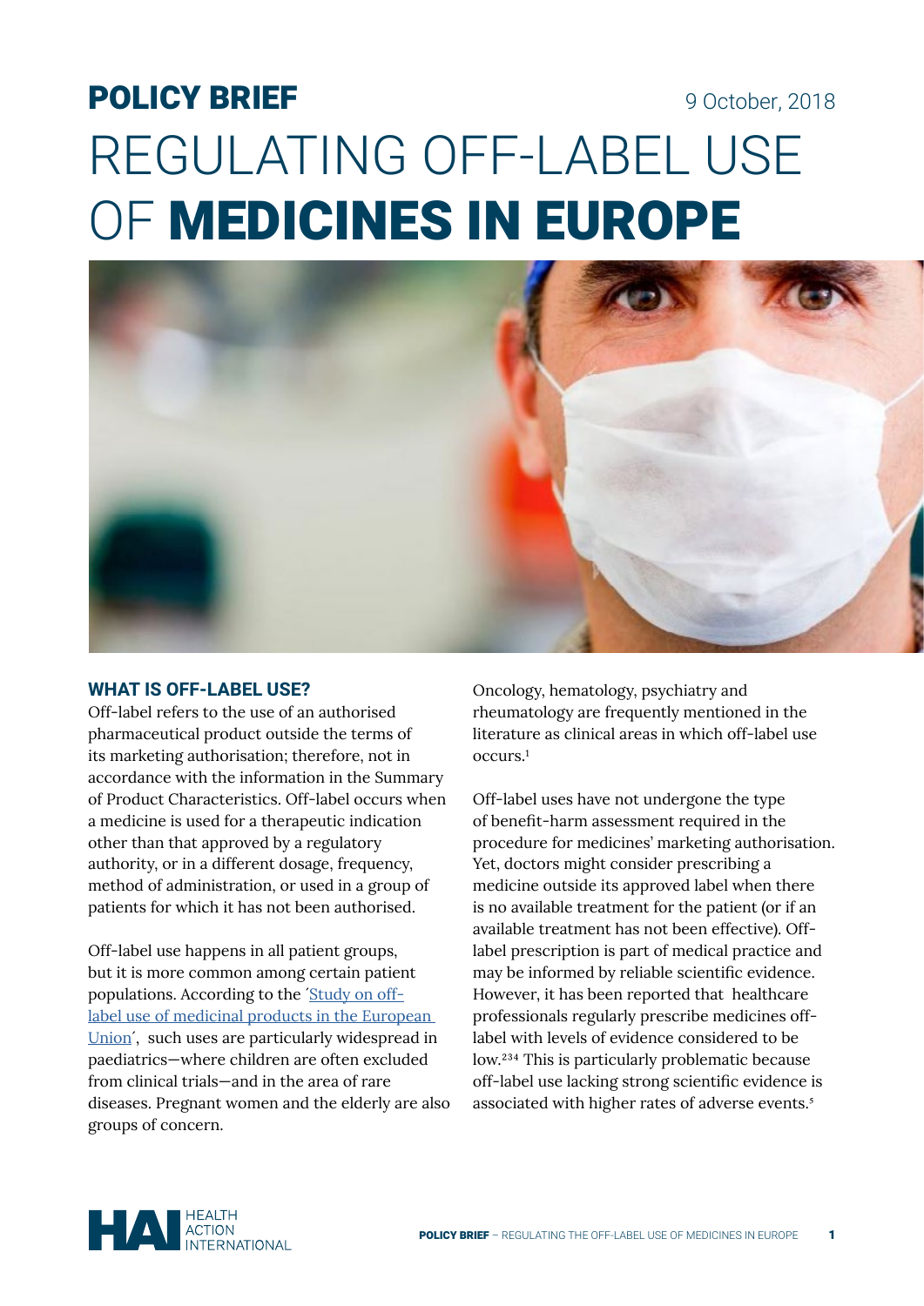POLICY BRIEF

9 October, 2018

# REGULATING OFF-LABEL USE OF MEDICINES IN EUROPE

## WHAT IS OFF-LABEL USE?

Off-label refers to the use of an authorised pharmaceutical product outside the terms of its marketing authorisation; therefore, not in accordance with the information in the Summary of Product Characteristics. Off-label occurs when a medicine is used for a therapeutic indication other than that approved by a regulatory authority, or in a different dosage, frequency, method of administration, or used in a group of patients for which it has not been authorised.

Off-label use happens in all patient groups, but it is more common among certain patient populations. According to the ´Study on off-label use of medicinal products in the European Union´, such uses are particularly widespread in paediatrics—where children are often excluded from clinical trials—and in the area of rare diseases. Pregnant women and the elderly are also groups of concern.

Oncology, hematology, psychiatry and rheumatology are frequently mentioned in the literature as clinical areas in which off-label use occurs.[1]

Off-label uses have not undergone the type of benefit-harm assessment required in the procedure for medicines' marketing authorisation. Yet, doctors might consider prescribing a medicine outside its approved label when there is no available treatment for the patient (or if an available treatment has not been effective). Off-label prescription is part of medical practice and may be informed by reliable scientific evidence. However, it has been reported that healthcare professionals regularly prescribe medicines off-label with levels of evidence considered to be low.[2,3,4] This is particularly problematic because off-label use lacking strong scientific evidence is associated with higher rates of adverse events.[5]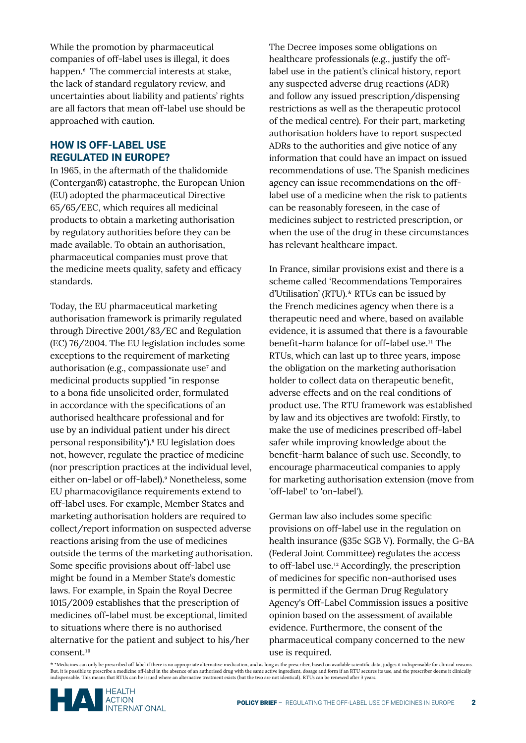While the promotion by pharmaceutical companies of off-label uses is illegal, it does happen.[6] The commercial interests at stake, the lack of standard regulatory review, and uncertainties about liability and patients' rights are all factors that mean off-label use should be approached with caution.

## HOW IS OFF-LABEL USE REGULATED IN EUROPE?

In 1965, in the aftermath of the thalidomide (Contergan®) catastrophe, the European Union (EU) adopted the pharmaceutical Directive 65/65/EEC, which requires all medicinal products to obtain a marketing authorisation by regulatory authorities before they can be made available. To obtain an authorisation, pharmaceutical companies must prove that the medicine meets quality, safety and efficacy standards.

Today, the EU pharmaceutical marketing authorisation framework is primarily regulated through Directive 2001/83/EC and Regulation (EC) 76/2004. The EU legislation includes some exceptions to the requirement of marketing authorisation (e.g., compassionate use[7] and medicinal products supplied "in response to a bona fide unsolicited order, formulated in accordance with the specifications of an authorised healthcare professional and for use by an individual patient under his direct personal responsibility").[8] EU legislation does not, however, regulate the practice of medicine (nor prescription practices at the individual level, either on-label or off-label).[9] Nonetheless, some EU pharmacovigilance requirements extend to off-label uses. For example, Member States and marketing authorisation holders are required to collect/report information on suspected adverse reactions arising from the use of medicines outside the terms of the marketing authorisation. Some specific provisions about off-label use might be found in a Member State's domestic laws. For example, in Spain the Royal Decree 1015/2009 establishes that the prescription of medicines off-label must be exceptional, limited to situations where there is no authorised alternative for the patient and subject to his/her consent.[10]

The Decree imposes some obligations on healthcare professionals (e.g., justify the off-label use in the patient's clinical history, report any suspected adverse drug reactions (ADR) and follow any issued prescription/dispensing restrictions as well as the therapeutic protocol of the medical centre). For their part, marketing authorisation holders have to report suspected ADRs to the authorities and give notice of any information that could have an impact on issued recommendations of use. The Spanish medicines agency can issue recommendations on the off-label use of a medicine when the risk to patients can be reasonably foreseen, in the case of medicines subject to restricted prescription, or when the use of the drug in these circumstances has relevant healthcare impact.

In France, similar provisions exist and there is a scheme called 'Recommendations Temporaires d'Utilisation' (RTU).* RTUs can be issued by the French medicines agency when there is a therapeutic need and where, based on available evidence, it is assumed that there is a favourable benefit-harm balance for off-label use.[11] The RTUs, which can last up to three years, impose the obligation on the marketing authorisation holder to collect data on therapeutic benefit, adverse effects and on the real conditions of product use. The RTU framework was established by law and its objectives are twofold: Firstly, to make the use of medicines prescribed off-label safer while improving knowledge about the benefit-harm balance of such use. Secondly, to encourage pharmaceutical companies to apply for marketing authorisation extension (move from 'off-label' to 'on-label').

German law also includes some specific provisions on off-label use in the regulation on health insurance (§35c SGB V). Formally, the G-BA (Federal Joint Committee) regulates the access to off-label use.[12] Accordingly, the prescription of medicines for specific non-authorised uses is permitted if the German Drug Regulatory Agency's Off-Label Commission issues a positive opinion based on the assessment of available evidence. Furthermore, the consent of the pharmaceutical company concerned to the new use is required.

* *Medicines can only be prescribed off-label if there is no appropriate alternative medication, and as long as the prescriber, based on available scientific data, judges it indispensable for clinical reasons. But, it is possible to prescribe a medicine off-label in the absence of an authorised drug with the same active ingredient, dosage and form if an RTU secures its use, and the prescriber deems it clinically indispensable. This means that RTUs can be issued where an alternative treatment exists (but the two are not identical). RTUs can be renewed after 3 years.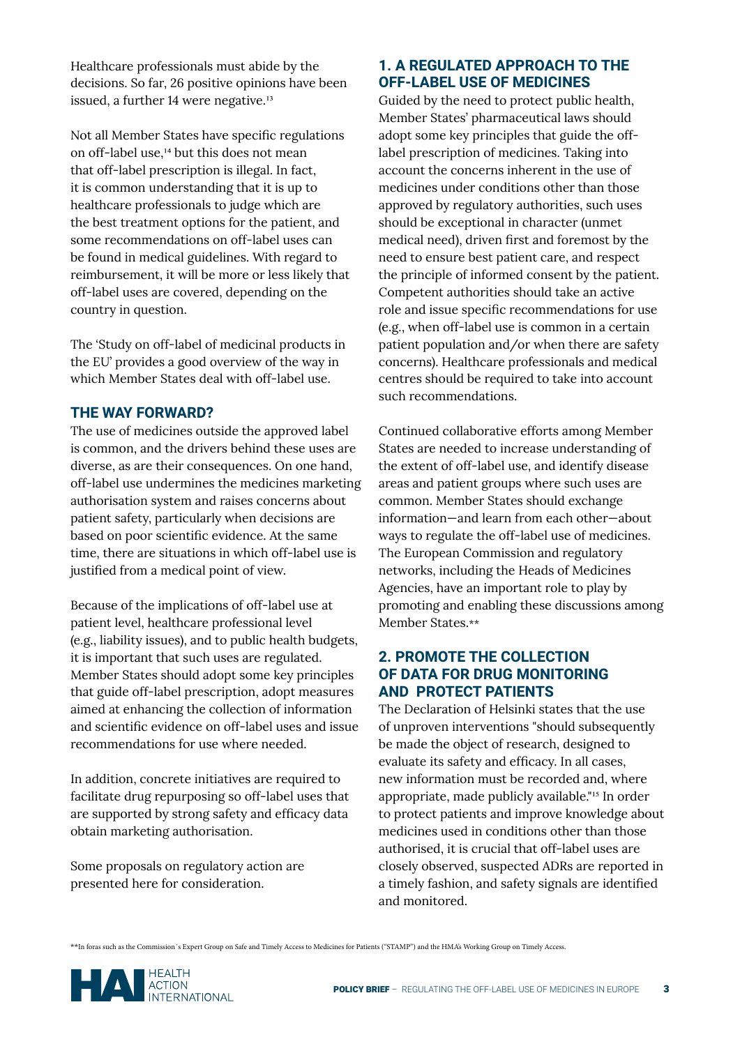Healthcare professionals must abide by the decisions. So far, 26 positive opinions have been issued, a further 14 were negative.[13]

Not all Member States have specific regulations on off-label use,[14] but this does not mean that off-label prescription is illegal. In fact, it is common understanding that it is up to healthcare professionals to judge which are the best treatment options for the patient, and some recommendations on off-label uses can be found in medical guidelines. With regard to reimbursement, it will be more or less likely that off-label uses are covered, depending on the country in question.

The 'Study on off-label of medicinal products in the EU' provides a good overview of the way in which Member States deal with off-label use.

## THE WAY FORWARD?

The use of medicines outside the approved label is common, and the drivers behind these uses are diverse, as are their consequences. On one hand, off-label use undermines the medicines marketing authorisation system and raises concerns about patient safety, particularly when decisions are based on poor scientific evidence. At the same time, there are situations in which off-label use is justified from a medical point of view.

Because of the implications of off-label use at patient level, healthcare professional level (e.g., liability issues), and to public health budgets, it is important that such uses are regulated. Member States should adopt some key principles that guide off-label prescription, adopt measures aimed at enhancing the collection of information and scientific evidence on off-label uses and issue recommendations for use where needed.

In addition, concrete initiatives are required to facilitate drug repurposing so off-label uses that are supported by strong safety and efficacy data obtain marketing authorisation.

Some proposals on regulatory action are presented here for consideration.

### 1. A REGULATED APPROACH TO THE OFF-LABEL USE OF MEDICINES

Guided by the need to protect public health, Member States' pharmaceutical laws should adopt some key principles that guide the off-label prescription of medicines. Taking into account the concerns inherent in the use of medicines under conditions other than those approved by regulatory authorities, such uses should be exceptional in character (unmet medical need), driven first and foremost by the need to ensure best patient care, and respect the principle of informed consent by the patient. Competent authorities should take an active role and issue specific recommendations for use (e.g., when off-label use is common in a certain patient population and/or when there are safety concerns). Healthcare professionals and medical centres should be required to take into account such recommendations.

Continued collaborative efforts among Member States are needed to increase understanding of the extent of off-label use, and identify disease areas and patient groups where such uses are common. Member States should exchange information—and learn from each other—about ways to regulate the off-label use of medicines. The European Commission and regulatory networks, including the Heads of Medicines Agencies, have an important role to play by promoting and enabling these discussions among Member States.**

### 2. PROMOTE THE COLLECTION OF DATA FOR DRUG MONITORING AND PROTECT PATIENTS

The Declaration of Helsinki states that the use of unproven interventions "should subsequently be made the object of research, designed to evaluate its safety and efficacy. In all cases, new information must be recorded and, where appropriate, made publicly available."[15] In order to protect patients and improve knowledge about medicines used in conditions other than those authorised, it is crucial that off-label uses are closely observed, suspected ADRs are reported in a timely fashion, and safety signals are identified and monitored.

**In foras such as the Commission´s Expert Group on Safe and Timely Access to Medicines for Patients ("STAMP") and the HMA's Working Group on Timely Access.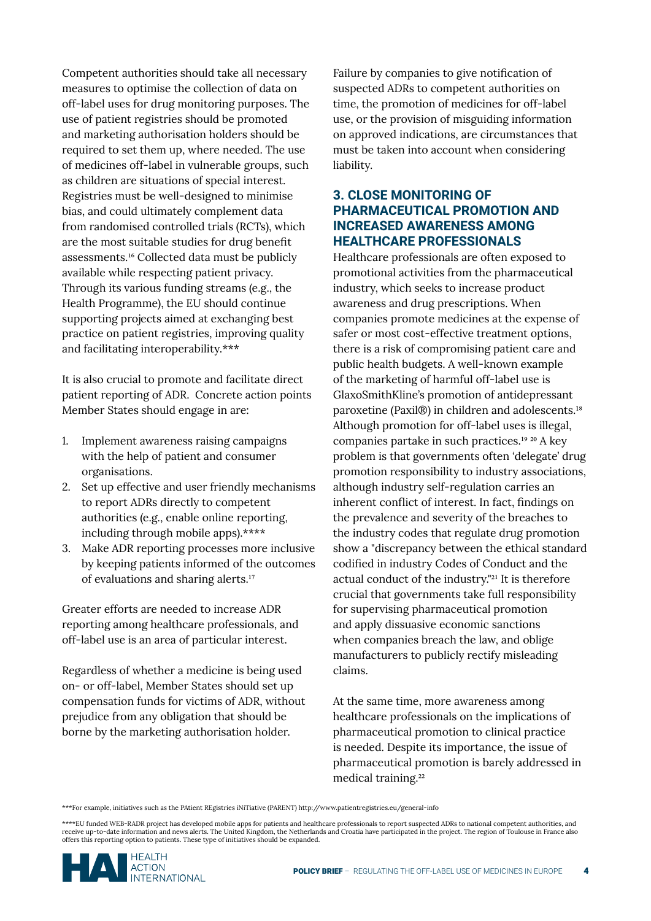Competent authorities should take all necessary measures to optimise the collection of data on off-label uses for drug monitoring purposes. The use of patient registries should be promoted and marketing authorisation holders should be required to set them up, where needed. The use of medicines off-label in vulnerable groups, such as children are situations of special interest. Registries must be well-designed to minimise bias, and could ultimately complement data from randomised controlled trials (RCTs), which are the most suitable studies for drug benefit assessments.[16] Collected data must be publicly available while respecting patient privacy. Through its various funding streams (e.g., the Health Programme), the EU should continue supporting projects aimed at exchanging best practice on patient registries, improving quality and facilitating interoperability.***

It is also crucial to promote and facilitate direct patient reporting of ADR. Concrete action points Member States should engage in are:

1. Implement awareness raising campaigns with the help of patient and consumer organisations.
2. Set up effective and user friendly mechanisms to report ADRs directly to competent authorities (e.g., enable online reporting, including through mobile apps).****
3. Make ADR reporting processes more inclusive by keeping patients informed of the outcomes of evaluations and sharing alerts.[17]

Greater efforts are needed to increase ADR reporting among healthcare professionals, and off-label use is an area of particular interest.

Regardless of whether a medicine is being used on- or off-label, Member States should set up compensation funds for victims of ADR, without prejudice from any obligation that should be borne by the marketing authorisation holder.

Failure by companies to give notification of suspected ADRs to competent authorities on time, the promotion of medicines for off-label use, or the provision of misguiding information on approved indications, are circumstances that must be taken into account when considering liability.

## 3. CLOSE MONITORING OF PHARMACEUTICAL PROMOTION AND INCREASED AWARENESS AMONG HEALTHCARE PROFESSIONALS

Healthcare professionals are often exposed to promotional activities from the pharmaceutical industry, which seeks to increase product awareness and drug prescriptions. When companies promote medicines at the expense of safer or most cost-effective treatment options, there is a risk of compromising patient care and public health budgets. A well-known example of the marketing of harmful off-label use is GlaxoSmithKline's promotion of antidepressant paroxetine (Paxil®) in children and adolescents.[18] Although promotion for off-label uses is illegal, companies partake in such practices.[19] [20] A key problem is that governments often 'delegate' drug promotion responsibility to industry associations, although industry self-regulation carries an inherent conflict of interest. In fact, findings on the prevalence and severity of the breaches to the industry codes that regulate drug promotion show a "discrepancy between the ethical standard codified in industry Codes of Conduct and the actual conduct of the industry."[21] It is therefore crucial that governments take full responsibility for supervising pharmaceutical promotion and apply dissuasive economic sanctions when companies breach the law, and oblige manufacturers to publicly rectify misleading claims.

At the same time, more awareness among healthcare professionals on the implications of pharmaceutical promotion to clinical practice is needed. Despite its importance, the issue of pharmaceutical promotion is barely addressed in medical training.[22]

***For example, initiatives such as the PAtient REgistries iNiTiative (PARENT) http://www.patientregistries.eu/general-info

****EU funded WEB-RADR project has developed mobile apps for patients and healthcare professionals to report suspected ADRs to national competent authorities, and receive up-to-date information and news alerts. The United Kingdom, the Netherlands and Croatia have participated in the project. The region of Toulouse in France also offers this reporting option to patients. These type of initiatives should be expanded.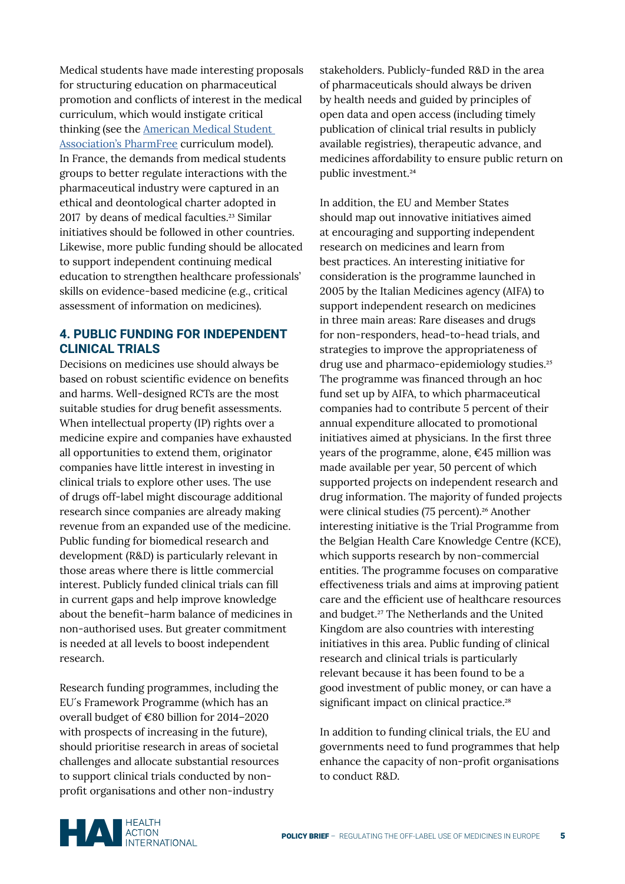Medical students have made interesting proposals for structuring education on pharmaceutical promotion and conflicts of interest in the medical curriculum, which would instigate critical thinking (see the [American Medical Student Association's PharmFree](#) curriculum model). In France, the demands from medical students groups to better regulate interactions with the pharmaceutical industry were captured in an ethical and deontological charter adopted in 2017 by deans of medical faculties.[23] Similar initiatives should be followed in other countries. Likewise, more public funding should be allocated to support independent continuing medical education to strengthen healthcare professionals' skills on evidence-based medicine (e.g., critical assessment of information on medicines).

## 4. PUBLIC FUNDING FOR INDEPENDENT CLINICAL TRIALS

Decisions on medicines use should always be based on robust scientific evidence on benefits and harms. Well-designed RCTs are the most suitable studies for drug benefit assessments. When intellectual property (IP) rights over a medicine expire and companies have exhausted all opportunities to extend them, originator companies have little interest in investing in clinical trials to explore other uses. The use of drugs off-label might discourage additional research since companies are already making revenue from an expanded use of the medicine. Public funding for biomedical research and development (R&D) is particularly relevant in those areas where there is little commercial interest. Publicly funded clinical trials can fill in current gaps and help improve knowledge about the benefit–harm balance of medicines in non-authorised uses. But greater commitment is needed at all levels to boost independent research.

Research funding programmes, including the EU´s Framework Programme (which has an overall budget of €80 billion for 2014–2020 with prospects of increasing in the future), should prioritise research in areas of societal challenges and allocate substantial resources to support clinical trials conducted by non-profit organisations and other non-industry stakeholders. Publicly-funded R&D in the area of pharmaceuticals should always be driven by health needs and guided by principles of open data and open access (including timely publication of clinical trial results in publicly available registries), therapeutic advance, and medicines affordability to ensure public return on public investment.[24]

In addition, the EU and Member States should map out innovative initiatives aimed at encouraging and supporting independent research on medicines and learn from best practices. An interesting initiative for consideration is the programme launched in 2005 by the Italian Medicines agency (AIFA) to support independent research on medicines in three main areas: Rare diseases and drugs for non-responders, head-to-head trials, and strategies to improve the appropriateness of drug use and pharmaco-epidemiology studies.[25] The programme was financed through an hoc fund set up by AIFA, to which pharmaceutical companies had to contribute 5 percent of their annual expenditure allocated to promotional initiatives aimed at physicians. In the first three years of the programme, alone, €45 million was made available per year, 50 percent of which supported projects on independent research and drug information. The majority of funded projects were clinical studies (75 percent).[26] Another interesting initiative is the Trial Programme from the Belgian Health Care Knowledge Centre (KCE), which supports research by non-commercial entities. The programme focuses on comparative effectiveness trials and aims at improving patient care and the efficient use of healthcare resources and budget.[27] The Netherlands and the United Kingdom are also countries with interesting initiatives in this area. Public funding of clinical research and clinical trials is particularly relevant because it has been found to be a good investment of public money, or can have a significant impact on clinical practice.[28]

In addition to funding clinical trials, the EU and governments need to fund programmes that help enhance the capacity of non-profit organisations to conduct R&D.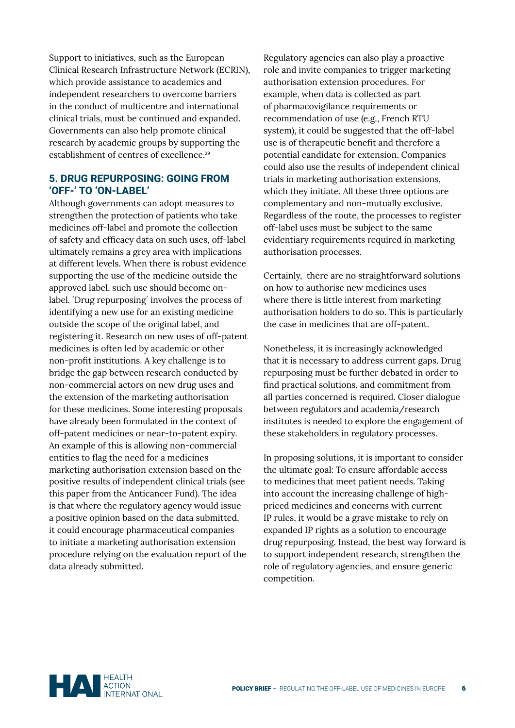Support to initiatives, such as the European Clinical Research Infrastructure Network (ECRIN), which provide assistance to academics and independent researchers to overcome barriers in the conduct of multicentre and international clinical trials, must be continued and expanded. Governments can also help promote clinical research by academic groups by supporting the establishment of centres of excellence.[29]

## 5. DRUG REPURPOSING: GOING FROM 'OFF-' TO 'ON-LABEL'

Although governments can adopt measures to strengthen the protection of patients who take medicines off-label and promote the collection of safety and efficacy data on such uses, off-label ultimately remains a grey area with implications at different levels. When there is robust evidence supporting the use of the medicine outside the approved label, such use should become on-label. ´Drug repurposing´ involves the process of identifying a new use for an existing medicine outside the scope of the original label, and registering it. Research on new uses of off-patent medicines is often led by academic or other non-profit institutions. A key challenge is to bridge the gap between research conducted by non-commercial actors on new drug uses and the extension of the marketing authorisation for these medicines. Some interesting proposals have already been formulated in the context of off-patent medicines or near-to-patent expiry. An example of this is allowing non-commercial entities to flag the need for a medicines marketing authorisation extension based on the positive results of independent clinical trials (see this paper from the Anticancer Fund). The idea is that where the regulatory agency would issue a positive opinion based on the data submitted, it could encourage pharmaceutical companies to initiate a marketing authorisation extension procedure relying on the evaluation report of the data already submitted.

Regulatory agencies can also play a proactive role and invite companies to trigger marketing authorisation extension procedures. For example, when data is collected as part of pharmacovigilance requirements or recommendation of use (e.g., French RTU system), it could be suggested that the off-label use is of therapeutic benefit and therefore a potential candidate for extension. Companies could also use the results of independent clinical trials in marketing authorisation extensions, which they initiate. All these three options are complementary and non-mutually exclusive. Regardless of the route, the processes to register off-label uses must be subject to the same evidentiary requirements required in marketing authorisation processes.

Certainly, there are no straightforward solutions on how to authorise new medicines uses where there is little interest from marketing authorisation holders to do so. This is particularly the case in medicines that are off-patent.

Nonetheless, it is increasingly acknowledged that it is necessary to address current gaps. Drug repurposing must be further debated in order to find practical solutions, and commitment from all parties concerned is required. Closer dialogue between regulators and academia/research institutes is needed to explore the engagement of these stakeholders in regulatory processes.

In proposing solutions, it is important to consider the ultimate goal: To ensure affordable access to medicines that meet patient needs. Taking into account the increasing challenge of high-priced medicines and concerns with current IP rules, it would be a grave mistake to rely on expanded IP rights as a solution to encourage drug repurposing. Instead, the best way forward is to support independent research, strengthen the role of regulatory agencies, and ensure generic competition.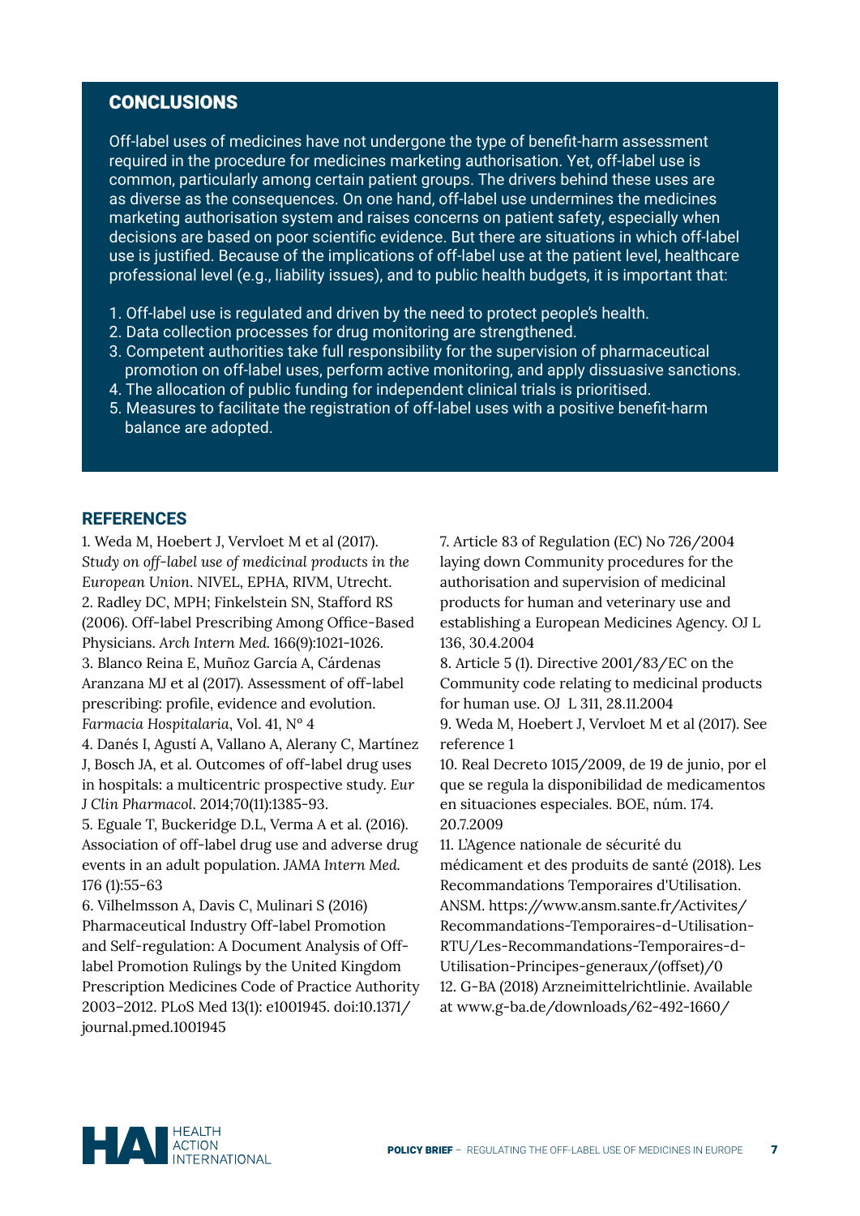## CONCLUSIONS

Off-label uses of medicines have not undergone the type of benefit-harm assessment required in the procedure for medicines marketing authorisation. Yet, off-label use is common, particularly among certain patient groups. The drivers behind these uses are as diverse as the consequences. On one hand, off-label use undermines the medicines marketing authorisation system and raises concerns on patient safety, especially when decisions are based on poor scientific evidence. But there are situations in which off-label use is justified. Because of the implications of off-label use at the patient level, healthcare professional level (e.g., liability issues), and to public health budgets, it is important that:

1. Off-label use is regulated and driven by the need to protect people's health.
2. Data collection processes for drug monitoring are strengthened.
3. Competent authorities take full responsibility for the supervision of pharmaceutical promotion on off-label uses, perform active monitoring, and apply dissuasive sanctions.
4. The allocation of public funding for independent clinical trials is prioritised.
5. Measures to facilitate the registration of off-label uses with a positive benefit-harm balance are adopted.

## REFERENCES

1. Weda M, Hoebert J, Vervloet M et al (2017). *Study on off-label use of medicinal products in the European Union*. NIVEL, EPHA, RIVM, Utrecht.
2. Radley DC, MPH; Finkelstein SN, Stafford RS (2006). Off-label Prescribing Among Office-Based Physicians. *Arch Intern Med.* 166(9):1021-1026.
3. Blanco Reina E, Muñoz García A, Cárdenas Aranzana MJ et al (2017). Assessment of off-label prescribing: profile, evidence and evolution. *Farmacia Hospitalaria*, Vol. 41, Nº 4
4. Danés I, Agustí A, Vallano A, Alerany C, Martínez J, Bosch JA, et al. Outcomes of off-label drug uses in hospitals: a multicentric prospective study. *Eur J Clin Pharmacol.* 2014;70(11):1385-93.
5. Eguale T, Buckeridge D.L, Verma A et al. (2016). Association of off-label drug use and adverse drug events in an adult population. JAMA *Intern Med.* 176 (1):55-63
6. Vilhelmsson A, Davis C, Mulinari S (2016) Pharmaceutical Industry Off-label Promotion and Self-regulation: A Document Analysis of Off-label Promotion Rulings by the United Kingdom Prescription Medicines Code of Practice Authority 2003–2012. PLoS Med 13(1): e1001945. doi:10.1371/journal.pmed.1001945
7. Article 83 of Regulation (EC) No 726/2004 laying down Community procedures for the authorisation and supervision of medicinal products for human and veterinary use and establishing a European Medicines Agency. OJ L 136, 30.4.2004
8. Article 5 (1). Directive 2001/83/EC on the Community code relating to medicinal products for human use. OJ L 311, 28.11.2004
9. Weda M, Hoebert J, Vervloet M et al (2017). See reference 1
10. Real Decreto 1015/2009, de 19 de junio, por el que se regula la disponibilidad de medicamentos en situaciones especiales. BOE, núm. 174. 20.7.2009
11. L'Agence nationale de sécurité du médicament et des produits de santé (2018). Les Recommandations Temporaires d'Utilisation. ANSM. https://www.ansm.sante.fr/Activites/Recommandations-Temporaires-d-Utilisation-RTU/Les-Recommandations-Temporaires-d-Utilisation-Principes-generaux/(offset)/0
12. G-BA (2018) Arzneimittelrichtlinie. Available at www.g-ba.de/downloads/62-492-1660/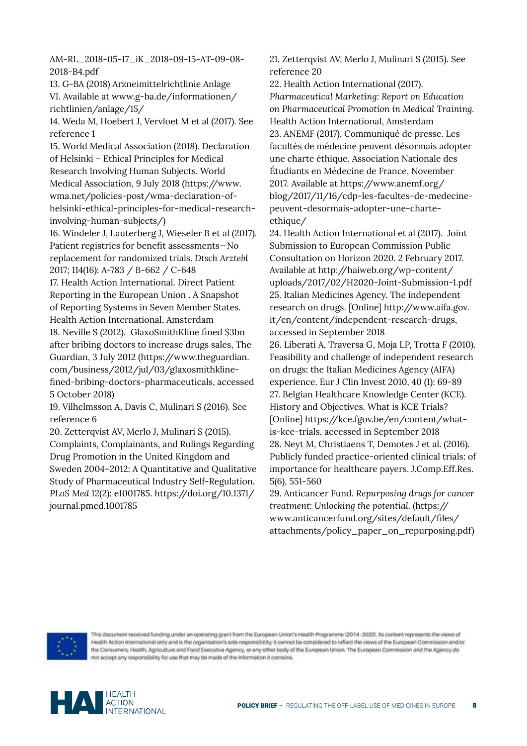AM-RL_2018-05-17_iK_2018-09-15-AT-09-08-2018-B4.pdf

13. G-BA (2018) Arzneimittelrichtlinie Anlage VI. Available at www.g-ba.de/informationen/richtlinien/anlage/15/

14. Weda M, Hoebert J, Vervloet M et al (2017). See reference 1

15. World Medical Association (2018). Declaration of Helsinki – Ethical Principles for Medical Research Involving Human Subjects. World Medical Association, 9 July 2018 (https://www.wma.net/policies-post/wma-declaration-of-helsinki-ethical-principles-for-medical-research-involving-human-subjects/)

16. Windeler J, Lauterberg J, Wieseler B et al (2017). Patient registries for benefit assessments—No replacement for randomized trials. *Dtsch Arztebl* 2017; 114(16): A-783 / B-662 / C-648

17. Health Action International. Direct Patient Reporting in the European Union . A Snapshot of Reporting Systems in Seven Member States. Health Action International, Amsterdam

18. Neville S (2012). GlaxoSmithKline fined $3bn after bribing doctors to increase drugs sales, The Guardian, 3 July 2012 (https://www.theguardian.com/business/2012/jul/03/glaxosmithkline-fined-bribing-doctors-pharmaceuticals, accessed 5 October 2018)

19. Vilhelmsson A, Davis C, Mulinari S (2016). See reference 6

20. Zetterqvist AV, Merlo J, Mulinari S (2015). Complaints, Complainants, and Rulings Regarding Drug Promotion in the United Kingdom and Sweden 2004–2012: A Quantitative and Qualitative Study of Pharmaceutical Industry Self-Regulation. *PLoS Med* 12(2): e1001785. https://doi.org/10.1371/journal.pmed.1001785

21. Zetterqvist AV, Merlo J, Mulinari S (2015). See reference 20

22. Health Action International (2017). *Pharmaceutical Marketing: Report on Education on Pharmaceutical Promotion in Medical Training.* Health Action International, Amsterdam

23. ANEMF (2017). Communiqué de presse. Les facultés de médecine peuvent désormais adopter une charte éthique. Association Nationale des Étudiants en Médecine de France, November 2017. Available at https://www.anemf.org/blog/2017/11/16/cdp-les-facultes-de-medecine-peuvent-desormais-adopter-une-charte-ethique/

24. Health Action International et al (2017). Joint Submission to European Commission Public Consultation on Horizon 2020. 2 February 2017. Available at http://haiweb.org/wp-content/uploads/2017/02/H2020-Joint-Submission-1.pdf

25. Italian Medicines Agency. The independent research on drugs. [Online] http://www.aifa.gov.it/en/content/independent-research-drugs, accessed in September 2018

26. Liberati A, Traversa G, Moja LP, Trotta F (2010). Feasibility and challenge of independent research on drugs: the Italian Medicines Agency (AIFA) experience. Eur J Clin Invest 2010, 40 (1): 69-89

27. Belgian Healthcare Knowledge Center (KCE). History and Objectives. What is KCE Trials? [Online] https://kce.fgov.be/en/content/what-is-kce-trials, accessed in September 2018

28. Neyt M, Christiaens T, Demotes J et al. (2016). Publicly funded practice-oriented clinical trials: of importance for healthcare payers. J.Comp.Eff.Res. 5(6), 551-560

29. Anticancer Fund. *Repurposing drugs for cancer treatment: Unlocking the potential.* (https://www.anticancerfund.org/sites/default/files/attachments/policy_paper_on_repurposing.pdf)

This document received funding under an operating grant from the European Union's Health Programme (2014-2020). Its content represents the views of Health Action International only and is the organisation's sole responsibility; it cannot be considered to reflect the views of the European Commission and/or the Consumers, Health, Agriculture and Food Executive Agency, or any other body of the European Union. The European Commission and the Agency do not accept any responsibility for use that may be made of the information it contains.

HAI HEALTH ACTION INTERNATIONAL